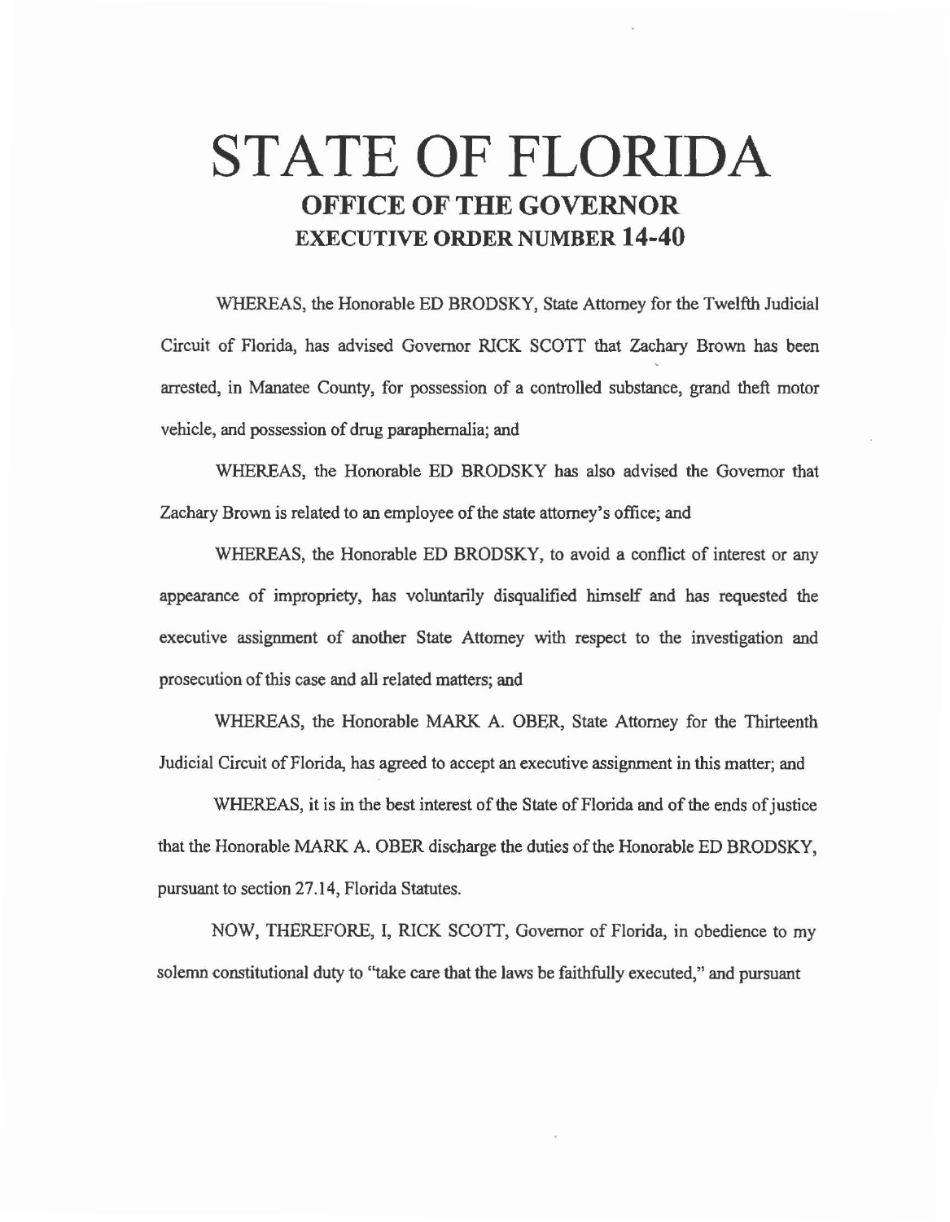# STATE OF FLORIDA

## OFFICE OF THE GOVERNOR

## EXECUTIVE ORDER NUMBER 14-40

WHEREAS, the Honorable ED BRODSKY, State Attorney for the Twelfth Judicial Circuit of Florida, has advised Governor RICK SCOTT that Zachary Brown has been arrested, in Manatee County, for possession of a controlled substance, grand theft motor vehicle, and possession of drug paraphernalia; and

WHEREAS, the Honorable ED BRODSKY has also advised the Governor that Zachary Brown is related to an employee of the state attorney's office; and

WHEREAS, the Honorable ED BRODSKY, to avoid a conflict of interest or any appearance of impropriety, has voluntarily disqualified himself and has requested the executive assignment of another State Attorney with respect to the investigation and prosecution of this case and all related matters; and

WHEREAS, the Honorable MARK A. OBER, State Attorney for the Thirteenth Judicial Circuit of Florida, has agreed to accept an executive assignment in this matter; and

WHEREAS, it is in the best interest of the State of Florida and of the ends of justice that the Honorable MARK A. OBER discharge the duties of the Honorable ED BRODSKY, pursuant to section 27.14, Florida Statutes.

NOW, THEREFORE, I, RICK SCOTT, Governor of Florida, in obedience to my solemn constitutional duty to "take care that the laws be faithfully executed," and pursuant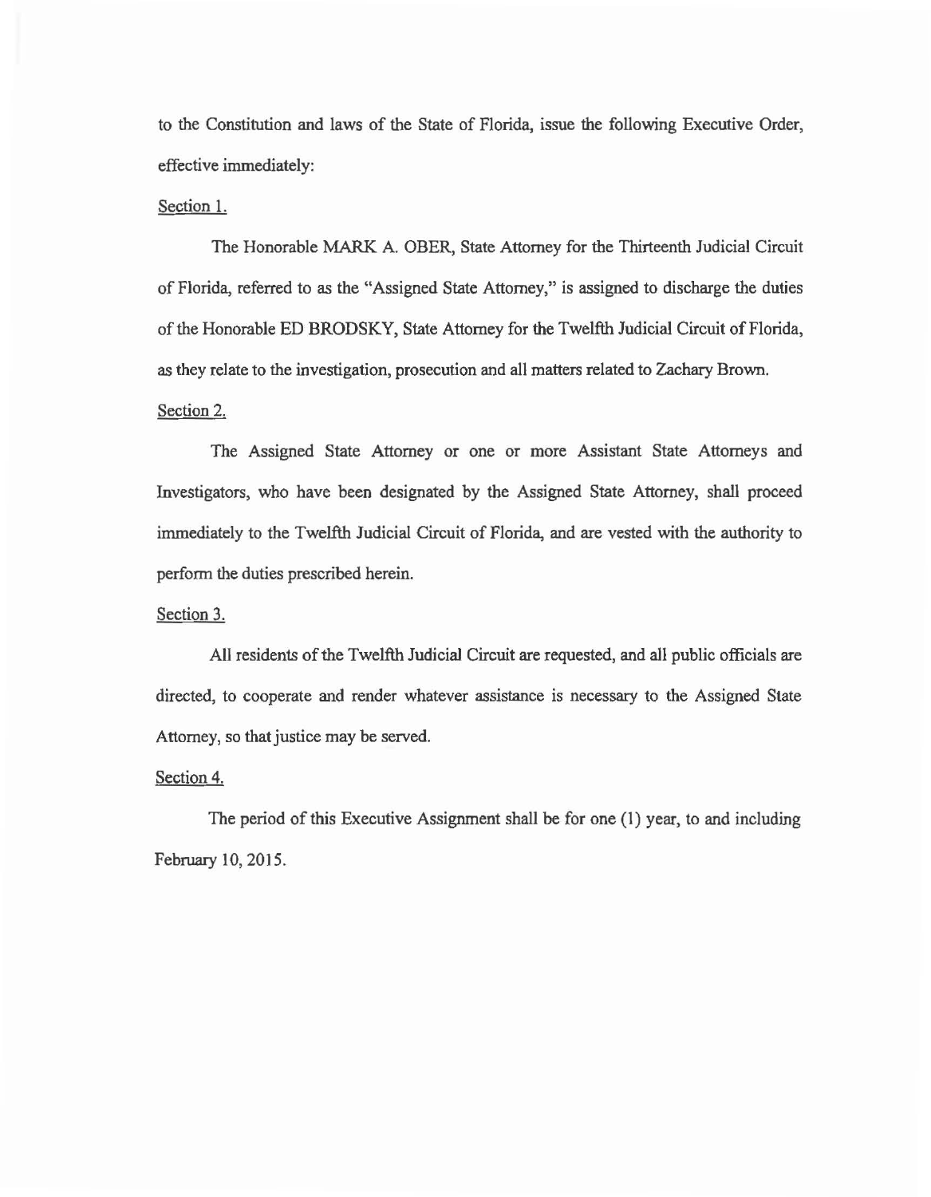to the Constitution and laws of the State of Florida, issue the following Executive Order, effective immediately:

Section 1.

The Honorable MARK A. OBER, State Attorney for the Thirteenth Judicial Circuit of Florida, referred to as the "Assigned State Attorney," is assigned to discharge the duties of the Honorable ED BRODSKY, State Attorney for the Twelfth Judicial Circuit of Florida, as they relate to the investigation, prosecution and all matters related to Zachary Brown.

Section 2.

The Assigned State Attorney or one or more Assistant State Attorneys and Investigators, who have been designated by the Assigned State Attorney, shall proceed immediately to the Twelfth Judicial Circuit of Florida, and are vested with the authority to perform the duties prescribed herein.

Section 3.

All residents of the Twelfth Judicial Circuit are requested, and all public officials are directed, to cooperate and render whatever assistance is necessary to the Assigned State Attorney, so that justice may be served.

Section 4.

The period of this Executive Assignment shall be for one (1) year, to and including February 10, 2015.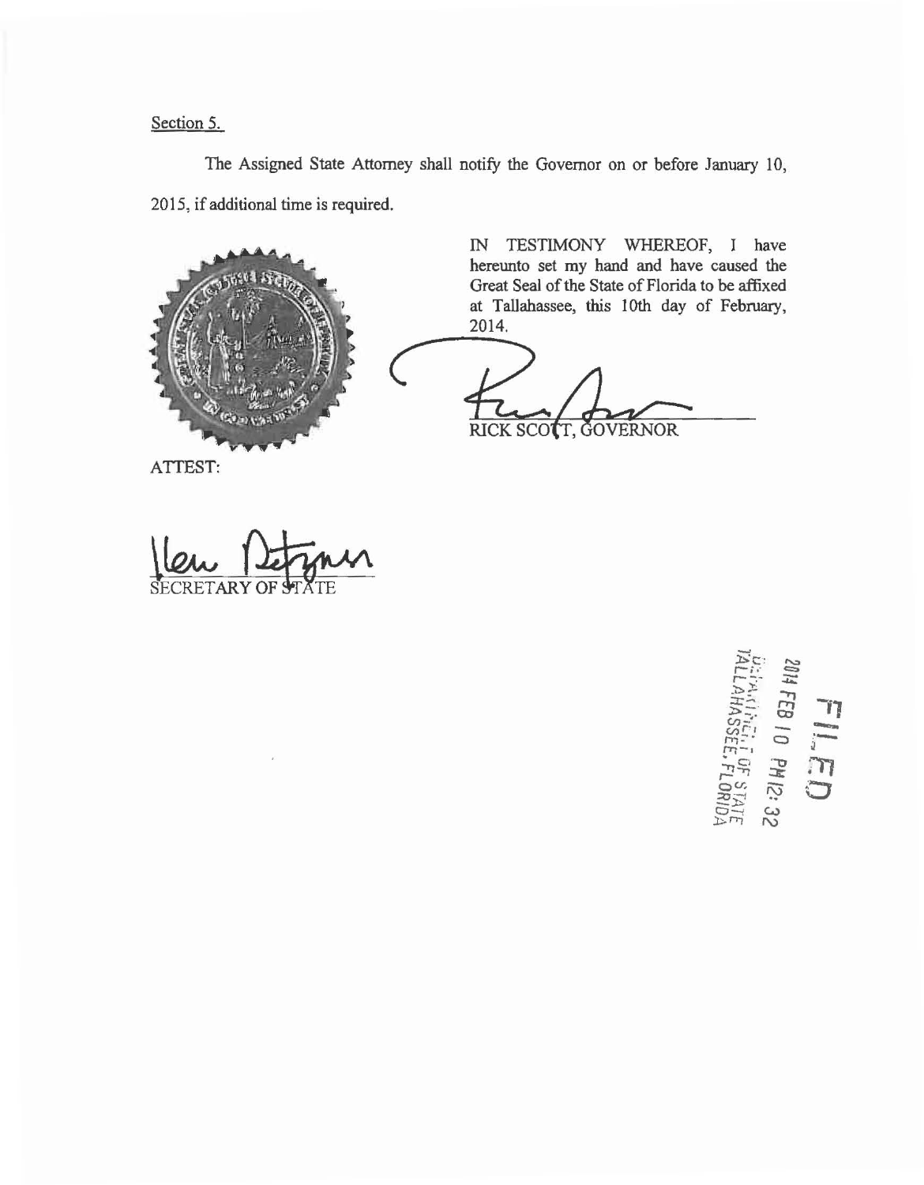Section 5.

The Assigned State Attorney shall notify the Governor on or before January 10, 2015, if additional time is required.

IN TESTIMONY WHEREOF, I have hereunto set my hand and have caused the Great Seal of the State of Florida to be affixed at Tallahassee, this 10th day of February, 2014.

RICK SCOTT, GOVERNOR

ATTEST:

SECRETARY OF STATE

FILED

2014 FEB 10 PM 12: 32

DEPARTMENT OF STATE
TALLAHASSEE, FLORIDA